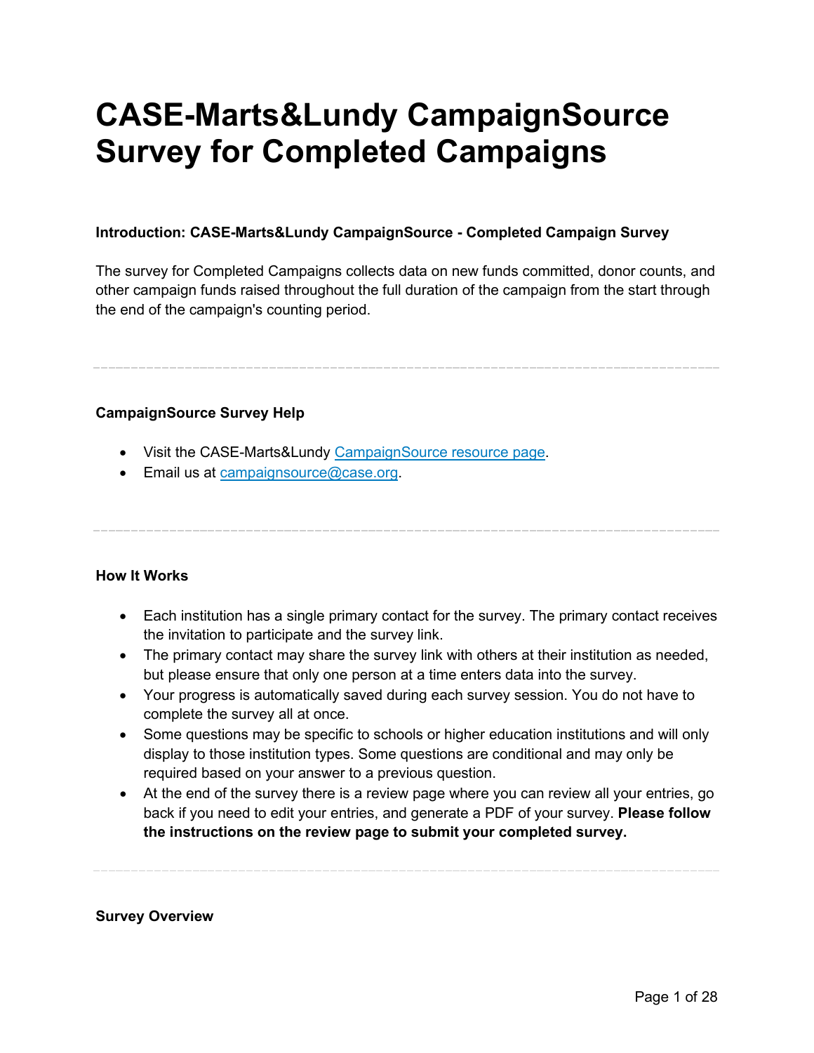# CASE-Marts&Lundy CampaignSource Survey for Completed Campaigns

**Introduction: CASE-Marts&Lundy CampaignSource - Completed Campaign Survey**

The survey for Completed Campaigns collects data on new funds committed, donor counts, and other campaign funds raised throughout the full duration of the campaign from the start through the end of the campaign's counting period.

---

**CampaignSource Survey Help**

- Visit the CASE-Marts&Lundy CampaignSource resource page.
- Email us at campaignsource@case.org.

---

**How It Works**

- Each institution has a single primary contact for the survey. The primary contact receives the invitation to participate and the survey link.
- The primary contact may share the survey link with others at their institution as needed, but please ensure that only one person at a time enters data into the survey.
- Your progress is automatically saved during each survey session. You do not have to complete the survey all at once.
- Some questions may be specific to schools or higher education institutions and will only display to those institution types. Some questions are conditional and may only be required based on your answer to a previous question.
- At the end of the survey there is a review page where you can review all your entries, go back if you need to edit your entries, and generate a PDF of your survey. **Please follow the instructions on the review page to submit your completed survey.**

---

**Survey Overview**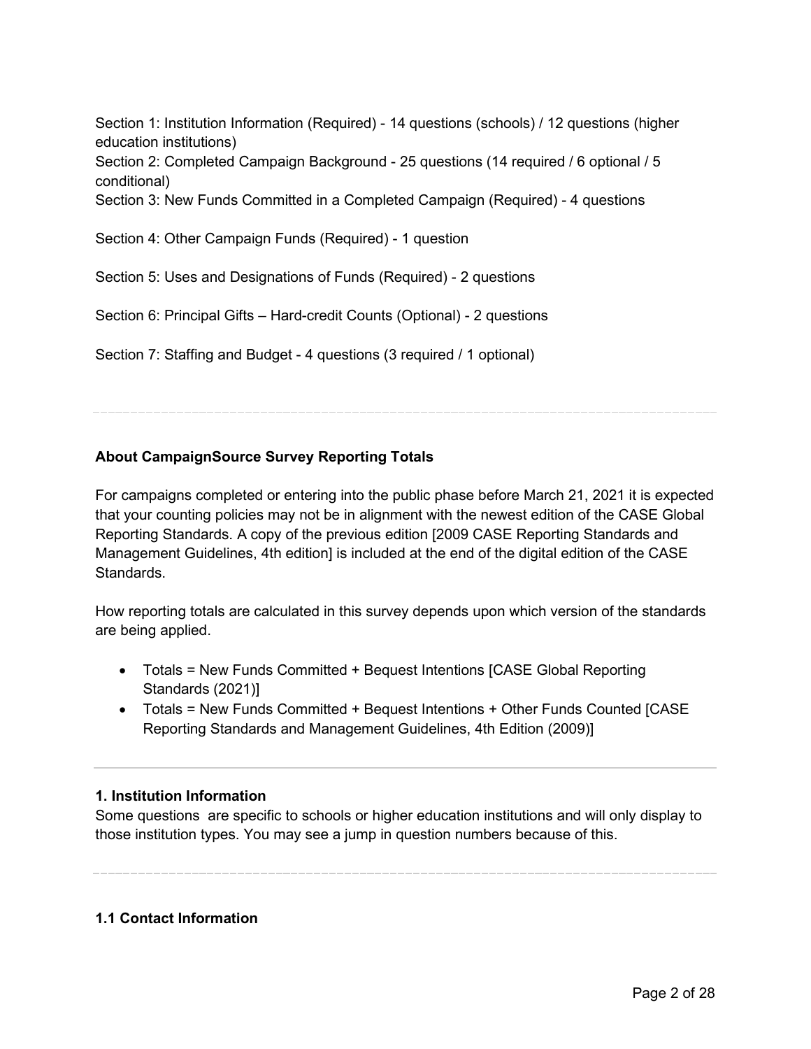Section 1: Institution Information (Required) - 14 questions (schools) / 12 questions (higher education institutions)

Section 2: Completed Campaign Background - 25 questions (14 required / 6 optional / 5 conditional)

Section 3: New Funds Committed in a Completed Campaign (Required) - 4 questions

Section 4: Other Campaign Funds (Required) - 1 question

Section 5: Uses and Designations of Funds (Required) - 2 questions

Section 6: Principal Gifts – Hard-credit Counts (Optional) - 2 questions

Section 7: Staffing and Budget - 4 questions (3 required / 1 optional)

---

**About CampaignSource Survey Reporting Totals**

For campaigns completed or entering into the public phase before March 21, 2021 it is expected that your counting policies may not be in alignment with the newest edition of the CASE Global Reporting Standards. A copy of the previous edition [2009 CASE Reporting Standards and Management Guidelines, 4th edition] is included at the end of the digital edition of the CASE Standards.

How reporting totals are calculated in this survey depends upon which version of the standards are being applied.

- Totals = New Funds Committed + Bequest Intentions [CASE Global Reporting Standards (2021)]
- Totals = New Funds Committed + Bequest Intentions + Other Funds Counted [CASE Reporting Standards and Management Guidelines, 4th Edition (2009)]

---

### 1. Institution Information

Some questions are specific to schools or higher education institutions and will only display to those institution types. You may see a jump in question numbers because of this.

---

#### 1.1 Contact Information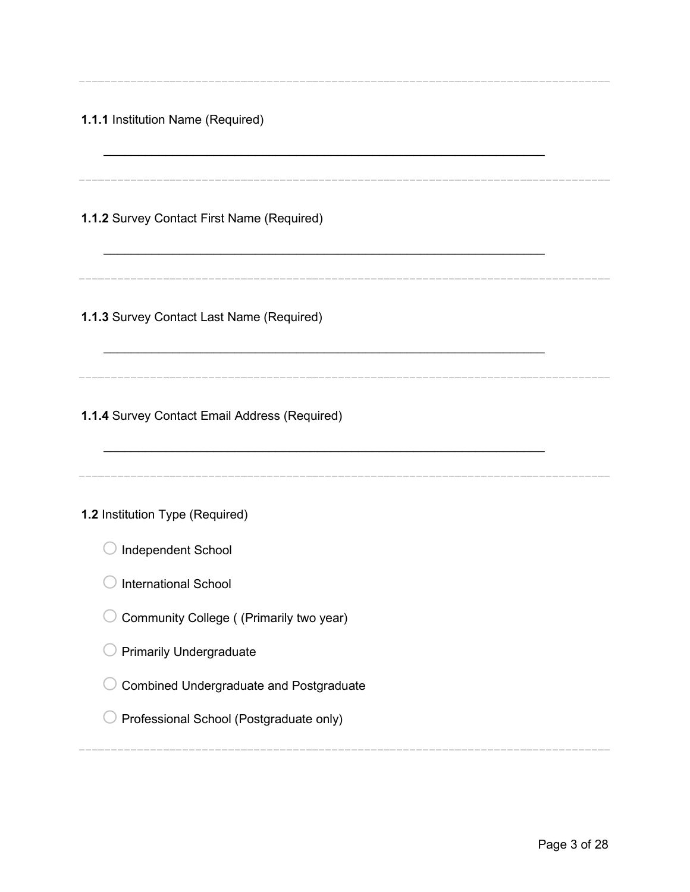---

**1.1.1** Institution Name (Required)

\_\_\_\_\_\_\_\_\_\_\_\_\_\_\_\_\_\_\_\_\_\_\_\_\_\_\_\_\_\_\_\_\_\_\_\_\_\_\_\_\_\_\_\_\_\_\_\_\_\_\_\_\_\_\_\_\_\_\_\_\_\_\_\_

---

**1.1.2** Survey Contact First Name (Required)

\_\_\_\_\_\_\_\_\_\_\_\_\_\_\_\_\_\_\_\_\_\_\_\_\_\_\_\_\_\_\_\_\_\_\_\_\_\_\_\_\_\_\_\_\_\_\_\_\_\_\_\_\_\_\_\_\_\_\_\_\_\_\_\_

---

**1.1.3** Survey Contact Last Name (Required)

\_\_\_\_\_\_\_\_\_\_\_\_\_\_\_\_\_\_\_\_\_\_\_\_\_\_\_\_\_\_\_\_\_\_\_\_\_\_\_\_\_\_\_\_\_\_\_\_\_\_\_\_\_\_\_\_\_\_\_\_\_\_\_\_

---

**1.1.4** Survey Contact Email Address (Required)

\_\_\_\_\_\_\_\_\_\_\_\_\_\_\_\_\_\_\_\_\_\_\_\_\_\_\_\_\_\_\_\_\_\_\_\_\_\_\_\_\_\_\_\_\_\_\_\_\_\_\_\_\_\_\_\_\_\_\_\_\_\_\_\_

---

**1.2** Institution Type (Required)

- ○ Independent School
- ○ International School
- ○ Community College ( (Primarily two year)
- ○ Primarily Undergraduate
- ○ Combined Undergraduate and Postgraduate
- ○ Professional School (Postgraduate only)

---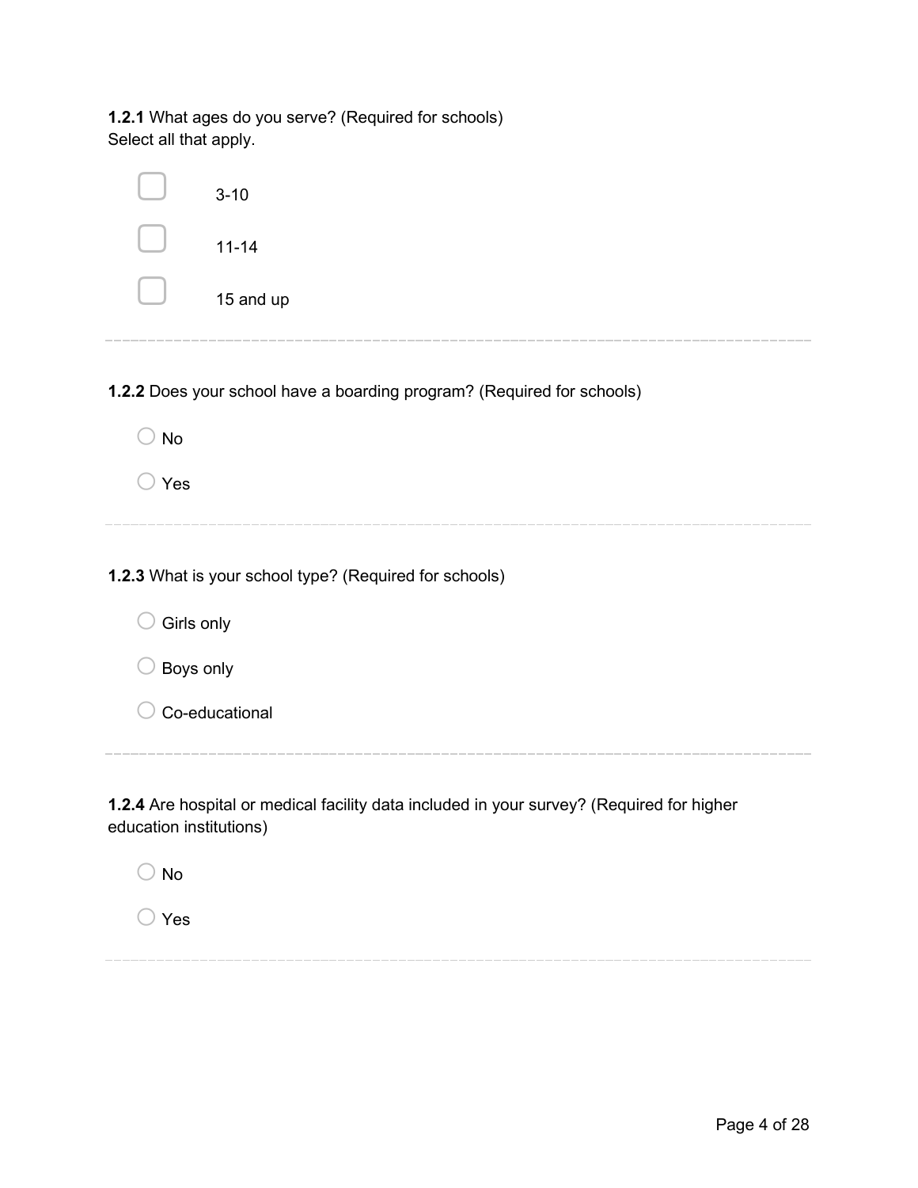**1.2.1** What ages do you serve? (Required for schools)
Select all that apply.

- [ ] 3-10
- [ ] 11-14
- [ ] 15 and up

---

**1.2.2** Does your school have a boarding program? (Required for schools)

- ○ No
- ○ Yes

---

**1.2.3** What is your school type? (Required for schools)

- ○ Girls only
- ○ Boys only
- ○ Co-educational

---

**1.2.4** Are hospital or medical facility data included in your survey? (Required for higher education institutions)

- ○ No
- ○ Yes

---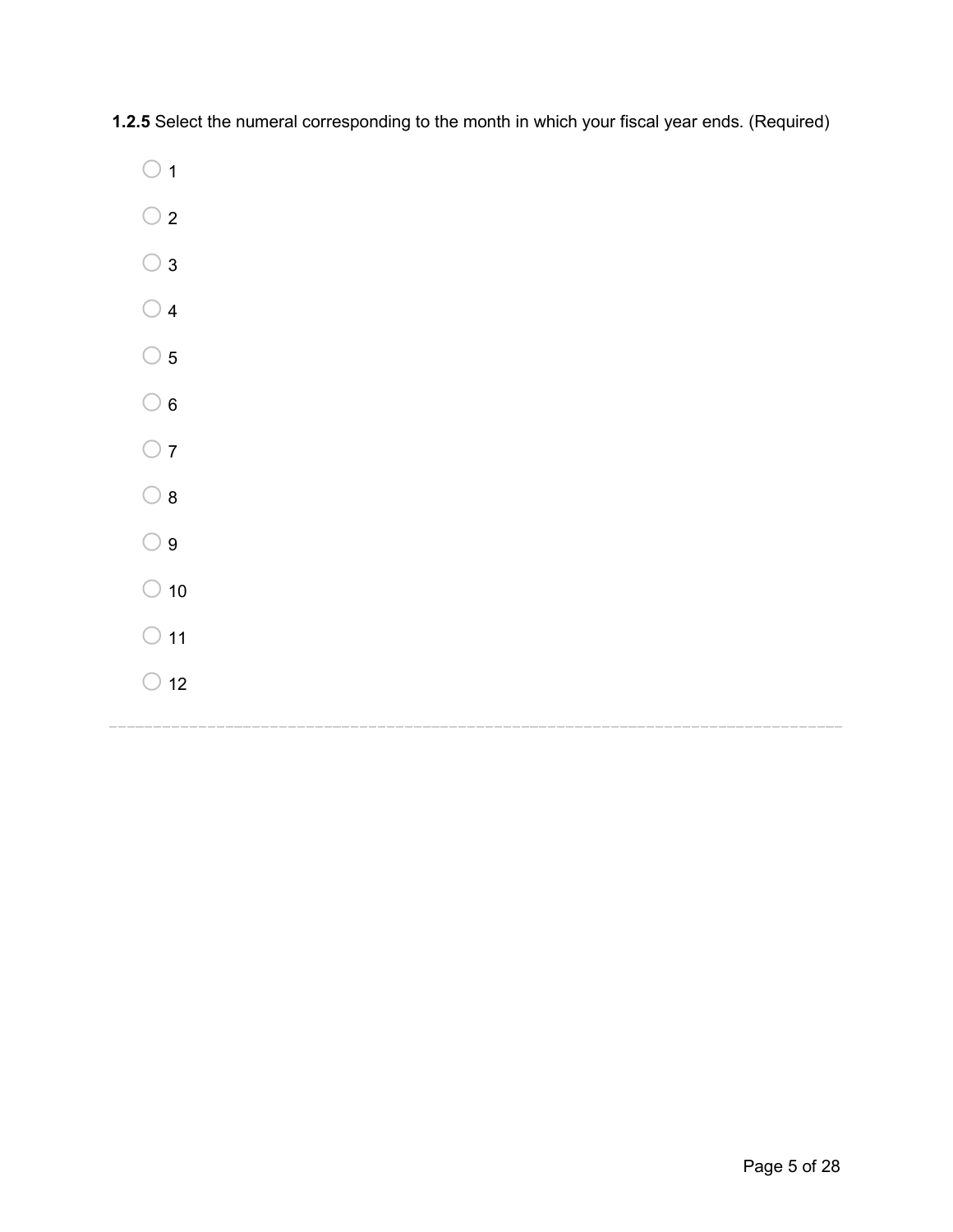**1.2.5** Select the numeral corresponding to the month in which your fiscal year ends. (Required)

- ○ 1
- ○ 2
- ○ 3
- ○ 4
- ○ 5
- ○ 6
- ○ 7
- ○ 8
- ○ 9
- ○ 10
- ○ 11
- ○ 12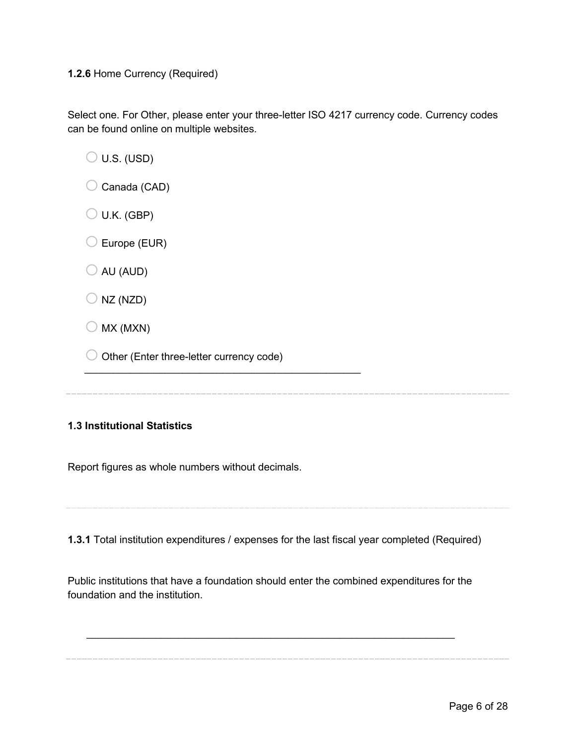**1.2.6** Home Currency (Required)

Select one. For Other, please enter your three-letter ISO 4217 currency code. Currency codes can be found online on multiple websites.

- ○ U.S. (USD)
- ○ Canada (CAD)
- ○ U.K. (GBP)
- ○ Europe (EUR)
- ○ AU (AUD)
- ○ NZ (NZD)
- ○ MX (MXN)
- ○ Other (Enter three-letter currency code)

\_\_\_\_\_\_\_\_\_\_\_\_\_\_\_\_\_\_\_\_\_\_\_\_\_\_\_\_\_\_\_\_\_\_\_\_\_\_\_\_\_\_\_\_\_\_\_\_

---

**1.3 Institutional Statistics**

Report figures as whole numbers without decimals.

---

**1.3.1** Total institution expenditures / expenses for the last fiscal year completed (Required)

Public institutions that have a foundation should enter the combined expenditures for the foundation and the institution.

\_\_\_\_\_\_\_\_\_\_\_\_\_\_\_\_\_\_\_\_\_\_\_\_\_\_\_\_\_\_\_\_\_\_\_\_\_\_\_\_\_\_\_\_\_\_\_\_\_\_\_\_\_\_\_\_\_\_\_\_\_\_\_\_

---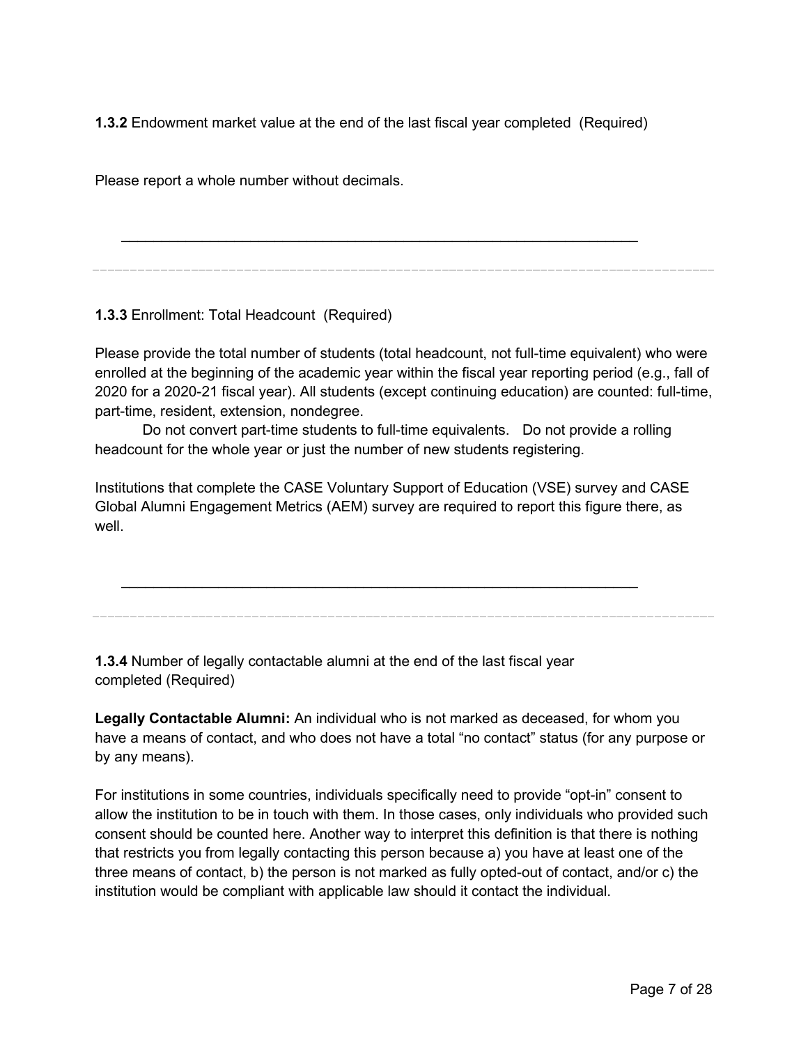**1.3.2** Endowment market value at the end of the last fiscal year completed (Required)

Please report a whole number without decimals.

________________________________________________________________

---

**1.3.3** Enrollment: Total Headcount (Required)

Please provide the total number of students (total headcount, not full-time equivalent) who were enrolled at the beginning of the academic year within the fiscal year reporting period (e.g., fall of 2020 for a 2020-21 fiscal year). All students (except continuing education) are counted: full-time, part-time, resident, extension, nondegree.

Do not convert part-time students to full-time equivalents. Do not provide a rolling headcount for the whole year or just the number of new students registering.

Institutions that complete the CASE Voluntary Support of Education (VSE) survey and CASE Global Alumni Engagement Metrics (AEM) survey are required to report this figure there, as well.

________________________________________________________________

---

**1.3.4** Number of legally contactable alumni at the end of the last fiscal year completed (Required)

**Legally Contactable Alumni:** An individual who is not marked as deceased, for whom you have a means of contact, and who does not have a total "no contact" status (for any purpose or by any means).

For institutions in some countries, individuals specifically need to provide "opt-in" consent to allow the institution to be in touch with them. In those cases, only individuals who provided such consent should be counted here. Another way to interpret this definition is that there is nothing that restricts you from legally contacting this person because a) you have at least one of the three means of contact, b) the person is not marked as fully opted-out of contact, and/or c) the institution would be compliant with applicable law should it contact the individual.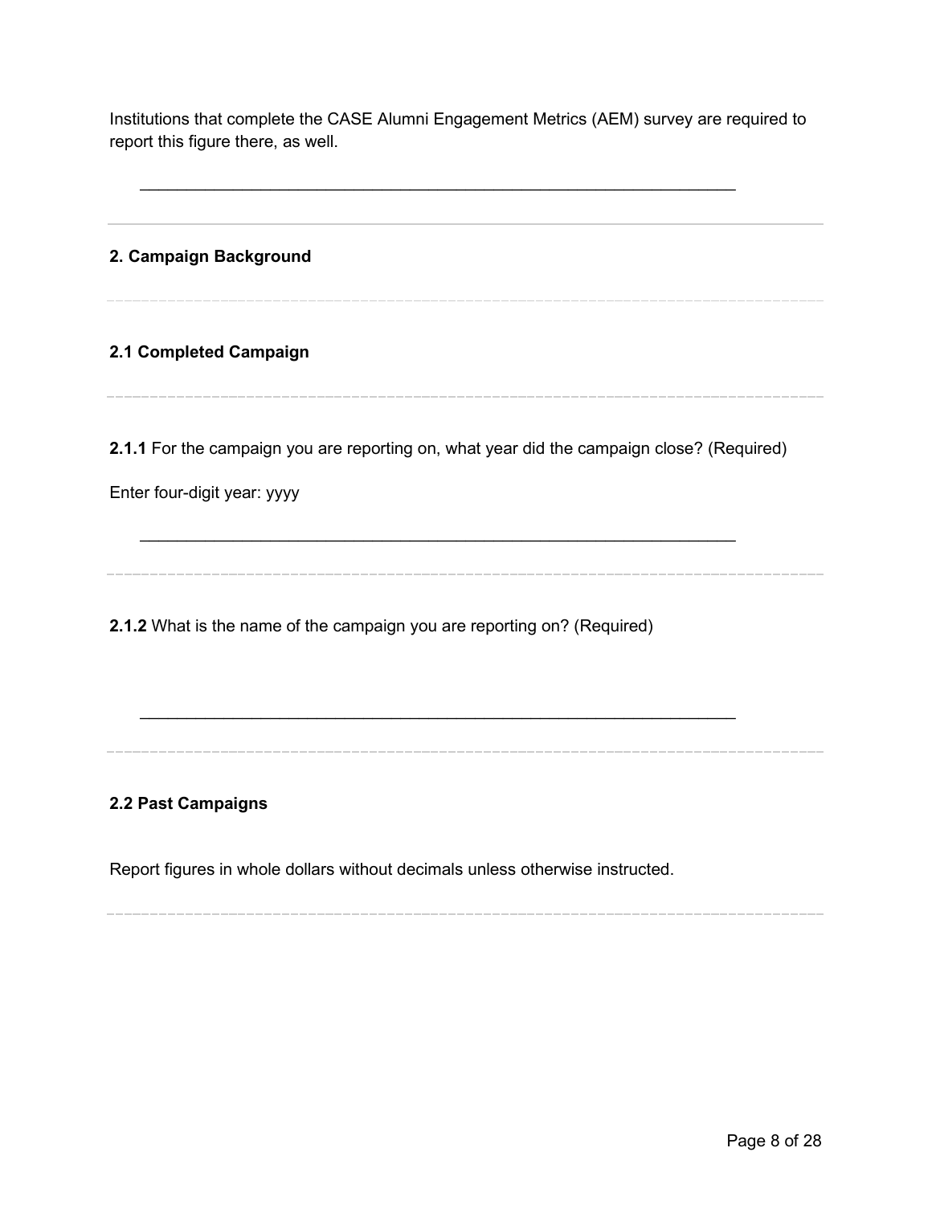Institutions that complete the CASE Alumni Engagement Metrics (AEM) survey are required to report this figure there, as well.

_______________________________________________________________

---

## 2. Campaign Background

---

### 2.1 Completed Campaign

---

**2.1.1** For the campaign you are reporting on, what year did the campaign close? (Required)

Enter four-digit year: yyyy

_______________________________________________________________

---

**2.1.2** What is the name of the campaign you are reporting on? (Required)

_______________________________________________________________

---

### 2.2 Past Campaigns

Report figures in whole dollars without decimals unless otherwise instructed.

---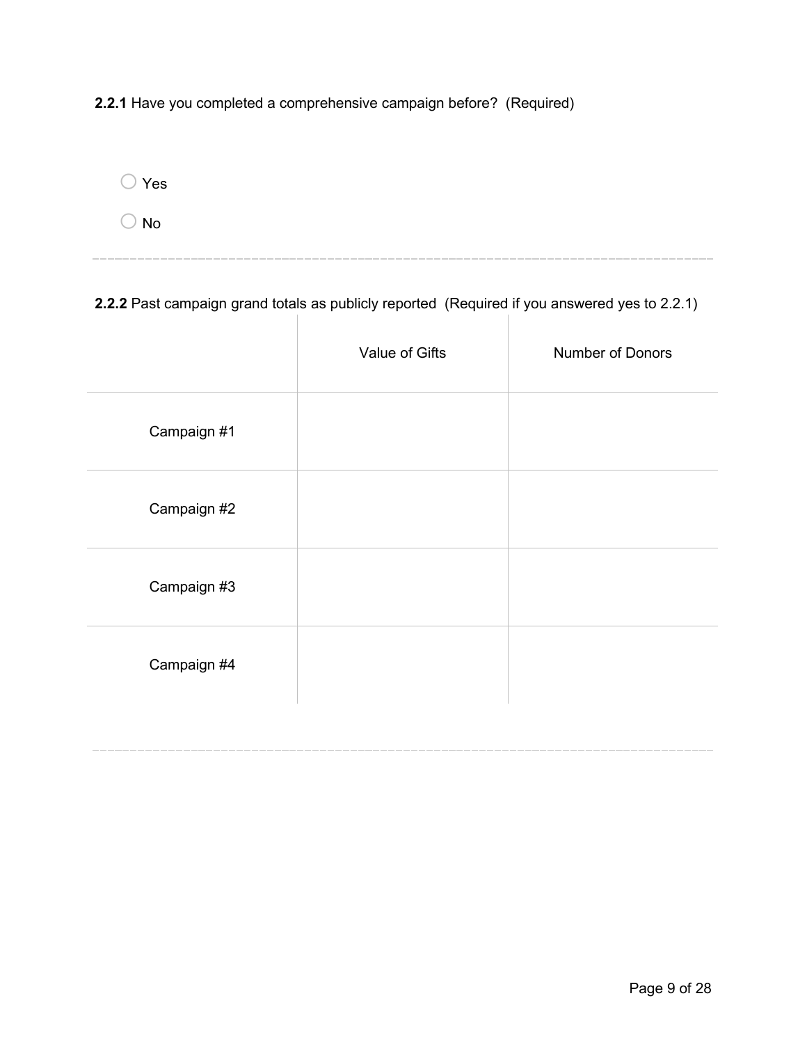**2.2.1** Have you completed a comprehensive campaign before? (Required)

- ◯ Yes
- ◯ No

---

**2.2.2** Past campaign grand totals as publicly reported (Required if you answered yes to 2.2.1)

| | Value of Gifts | Number of Donors |
|---|---|---|
| Campaign #1 | | |
| Campaign #2 | | |
| Campaign #3 | | |
| Campaign #4 | | |

---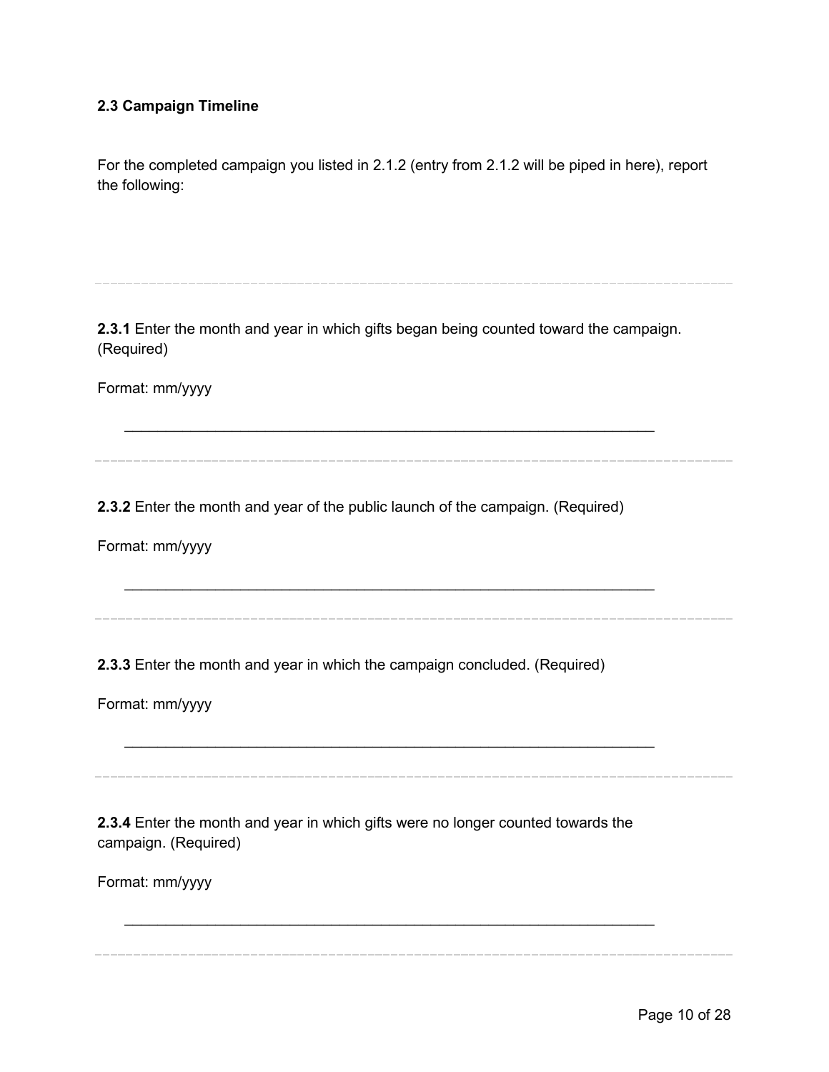### 2.3 Campaign Timeline

For the completed campaign you listed in 2.1.2 (entry from 2.1.2 will be piped in here), report the following:

---

**2.3.1** Enter the month and year in which gifts began being counted toward the campaign. (Required)

Format: mm/yyyy

\_\_\_\_\_\_\_\_\_\_\_\_\_\_\_\_\_\_\_\_\_\_\_\_\_\_\_\_\_\_\_\_\_\_\_\_\_\_\_\_\_\_\_\_\_\_\_\_\_\_\_\_\_\_\_\_\_\_\_\_

---

**2.3.2** Enter the month and year of the public launch of the campaign. (Required)

Format: mm/yyyy

\_\_\_\_\_\_\_\_\_\_\_\_\_\_\_\_\_\_\_\_\_\_\_\_\_\_\_\_\_\_\_\_\_\_\_\_\_\_\_\_\_\_\_\_\_\_\_\_\_\_\_\_\_\_\_\_\_\_\_\_

---

**2.3.3** Enter the month and year in which the campaign concluded. (Required)

Format: mm/yyyy

\_\_\_\_\_\_\_\_\_\_\_\_\_\_\_\_\_\_\_\_\_\_\_\_\_\_\_\_\_\_\_\_\_\_\_\_\_\_\_\_\_\_\_\_\_\_\_\_\_\_\_\_\_\_\_\_\_\_\_\_

---

**2.3.4** Enter the month and year in which gifts were no longer counted towards the campaign. (Required)

Format: mm/yyyy

\_\_\_\_\_\_\_\_\_\_\_\_\_\_\_\_\_\_\_\_\_\_\_\_\_\_\_\_\_\_\_\_\_\_\_\_\_\_\_\_\_\_\_\_\_\_\_\_\_\_\_\_\_\_\_\_\_\_\_\_

---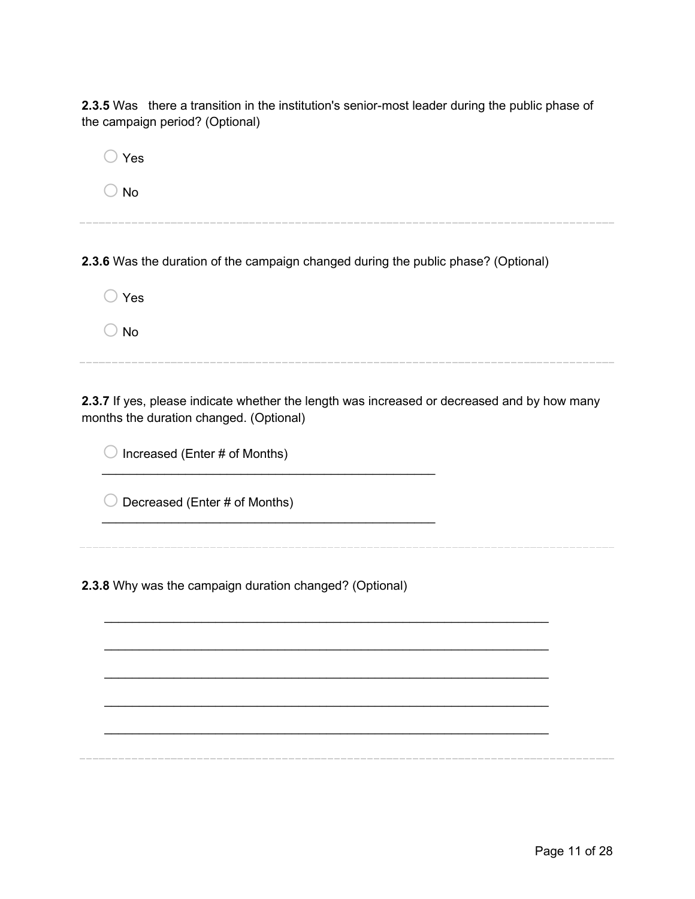**2.3.5** Was there a transition in the institution's senior-most leader during the public phase of the campaign period? (Optional)

◯ Yes

◯ No

---

**2.3.6** Was the duration of the campaign changed during the public phase? (Optional)

◯ Yes

◯ No

---

**2.3.7** If yes, please indicate whether the length was increased or decreased and by how many months the duration changed. (Optional)

◯ Increased (Enter # of Months)

_______________________________________________

◯ Decreased (Enter # of Months)

_______________________________________________

---

**2.3.8** Why was the campaign duration changed? (Optional)

_______________________________________________________________

_______________________________________________________________

_______________________________________________________________

_______________________________________________________________

_______________________________________________________________

---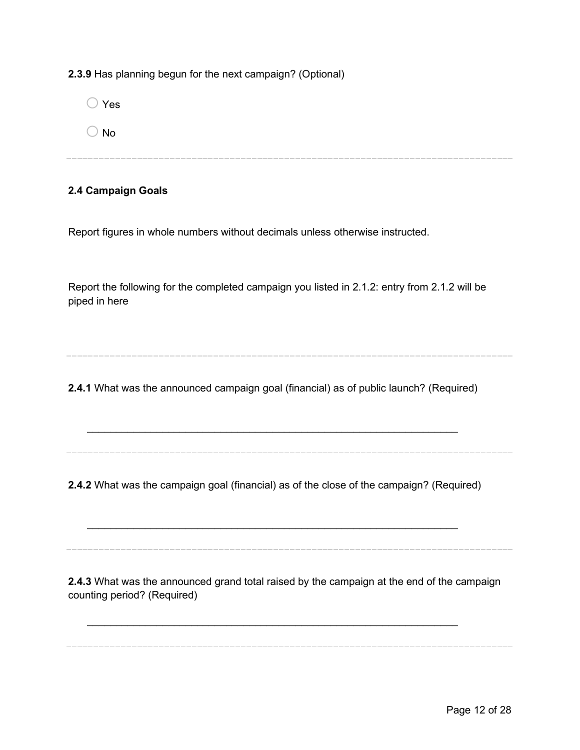**2.3.9** Has planning begun for the next campaign? (Optional)

- ○ Yes
- ○ No

---

**2.4 Campaign Goals**

Report figures in whole numbers without decimals unless otherwise instructed.

Report the following for the completed campaign you listed in 2.1.2: entry from 2.1.2 will be piped in here

---

**2.4.1** What was the announced campaign goal (financial) as of public launch? (Required)

________________________________________________________________

---

**2.4.2** What was the campaign goal (financial) as of the close of the campaign? (Required)

________________________________________________________________

---

**2.4.3** What was the announced grand total raised by the campaign at the end of the campaign counting period? (Required)

________________________________________________________________

---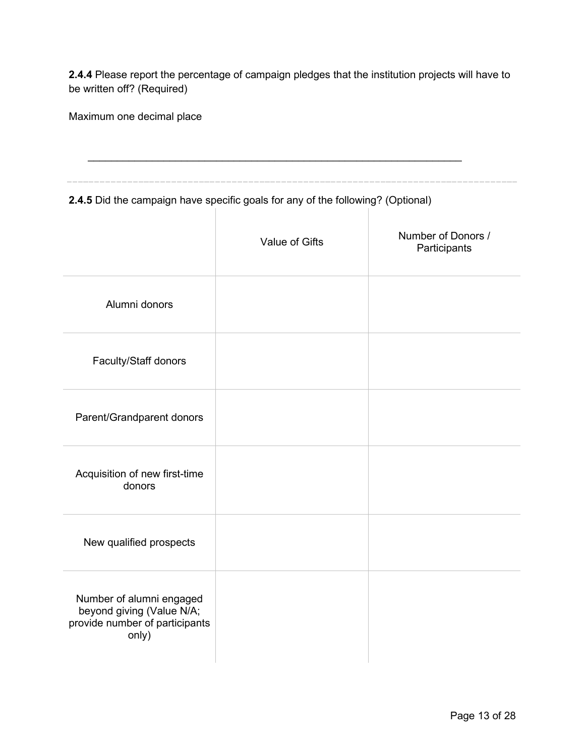**2.4.4** Please report the percentage of campaign pledges that the institution projects will have to be written off? (Required)

Maximum one decimal place

\_\_\_\_\_\_\_\_\_\_\_\_\_\_\_\_\_\_\_\_\_\_\_\_\_\_\_\_\_\_\_\_\_\_\_\_\_\_\_\_\_\_\_\_\_\_\_\_\_\_\_\_\_\_\_\_\_\_\_\_\_\_\_\_

---

**2.4.5** Did the campaign have specific goals for any of the following? (Optional)

| | Value of Gifts | Number of Donors / Participants |
|---|---|---|
| Alumni donors | | |
| Faculty/Staff donors | | |
| Parent/Grandparent donors | | |
| Acquisition of new first-time donors | | |
| New qualified prospects | | |
| Number of alumni engaged beyond giving (Value N/A; provide number of participants only) | | |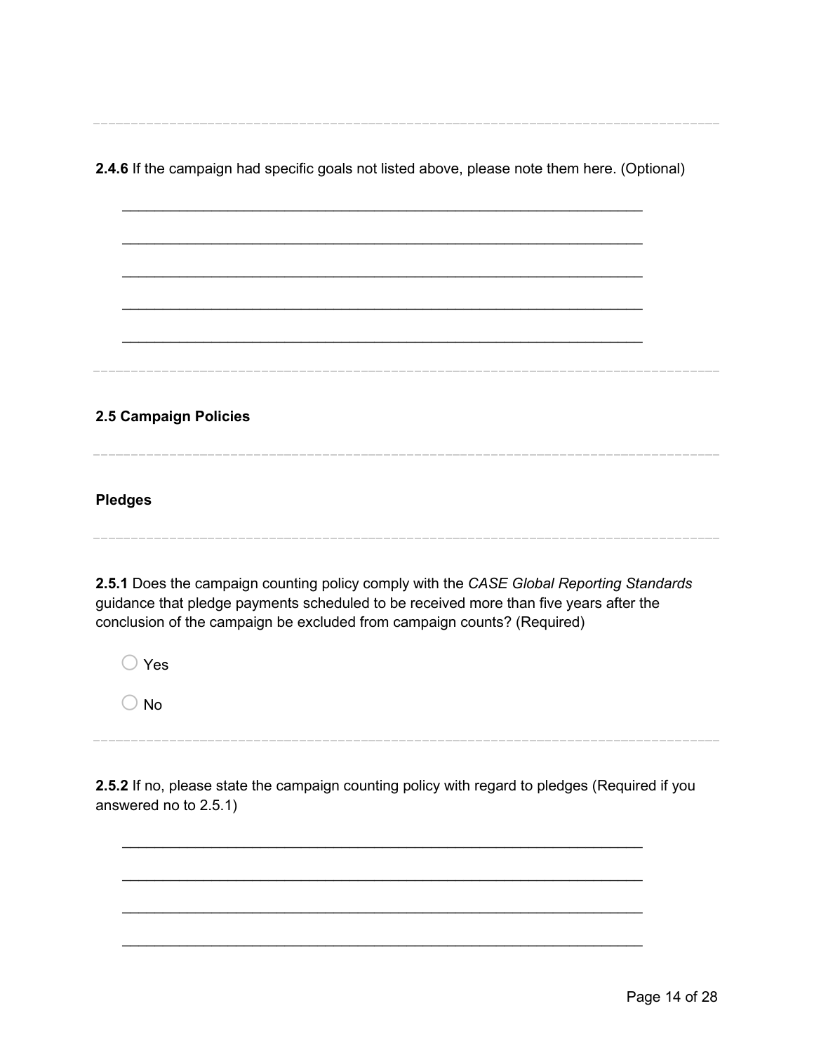**2.4.6** If the campaign had specific goals not listed above, please note them here. (Optional)

\_\_\_\_\_\_\_\_\_\_\_\_\_\_\_\_\_\_\_\_\_\_\_\_\_\_\_\_\_\_\_\_\_\_\_\_\_\_\_\_\_\_\_\_\_\_\_\_\_\_\_\_\_\_\_\_\_\_\_\_\_\_\_\_

\_\_\_\_\_\_\_\_\_\_\_\_\_\_\_\_\_\_\_\_\_\_\_\_\_\_\_\_\_\_\_\_\_\_\_\_\_\_\_\_\_\_\_\_\_\_\_\_\_\_\_\_\_\_\_\_\_\_\_\_\_\_\_\_

\_\_\_\_\_\_\_\_\_\_\_\_\_\_\_\_\_\_\_\_\_\_\_\_\_\_\_\_\_\_\_\_\_\_\_\_\_\_\_\_\_\_\_\_\_\_\_\_\_\_\_\_\_\_\_\_\_\_\_\_\_\_\_\_

\_\_\_\_\_\_\_\_\_\_\_\_\_\_\_\_\_\_\_\_\_\_\_\_\_\_\_\_\_\_\_\_\_\_\_\_\_\_\_\_\_\_\_\_\_\_\_\_\_\_\_\_\_\_\_\_\_\_\_\_\_\_\_\_

\_\_\_\_\_\_\_\_\_\_\_\_\_\_\_\_\_\_\_\_\_\_\_\_\_\_\_\_\_\_\_\_\_\_\_\_\_\_\_\_\_\_\_\_\_\_\_\_\_\_\_\_\_\_\_\_\_\_\_\_\_\_\_\_

## 2.5 Campaign Policies

### Pledges

**2.5.1** Does the campaign counting policy comply with the *CASE Global Reporting Standards* guidance that pledge payments scheduled to be received more than five years after the conclusion of the campaign be excluded from campaign counts? (Required)

○ Yes

○ No

**2.5.2** If no, please state the campaign counting policy with regard to pledges (Required if you answered no to 2.5.1)

\_\_\_\_\_\_\_\_\_\_\_\_\_\_\_\_\_\_\_\_\_\_\_\_\_\_\_\_\_\_\_\_\_\_\_\_\_\_\_\_\_\_\_\_\_\_\_\_\_\_\_\_\_\_\_\_\_\_\_\_\_\_\_\_

\_\_\_\_\_\_\_\_\_\_\_\_\_\_\_\_\_\_\_\_\_\_\_\_\_\_\_\_\_\_\_\_\_\_\_\_\_\_\_\_\_\_\_\_\_\_\_\_\_\_\_\_\_\_\_\_\_\_\_\_\_\_\_\_

\_\_\_\_\_\_\_\_\_\_\_\_\_\_\_\_\_\_\_\_\_\_\_\_\_\_\_\_\_\_\_\_\_\_\_\_\_\_\_\_\_\_\_\_\_\_\_\_\_\_\_\_\_\_\_\_\_\_\_\_\_\_\_\_

\_\_\_\_\_\_\_\_\_\_\_\_\_\_\_\_\_\_\_\_\_\_\_\_\_\_\_\_\_\_\_\_\_\_\_\_\_\_\_\_\_\_\_\_\_\_\_\_\_\_\_\_\_\_\_\_\_\_\_\_\_\_\_\_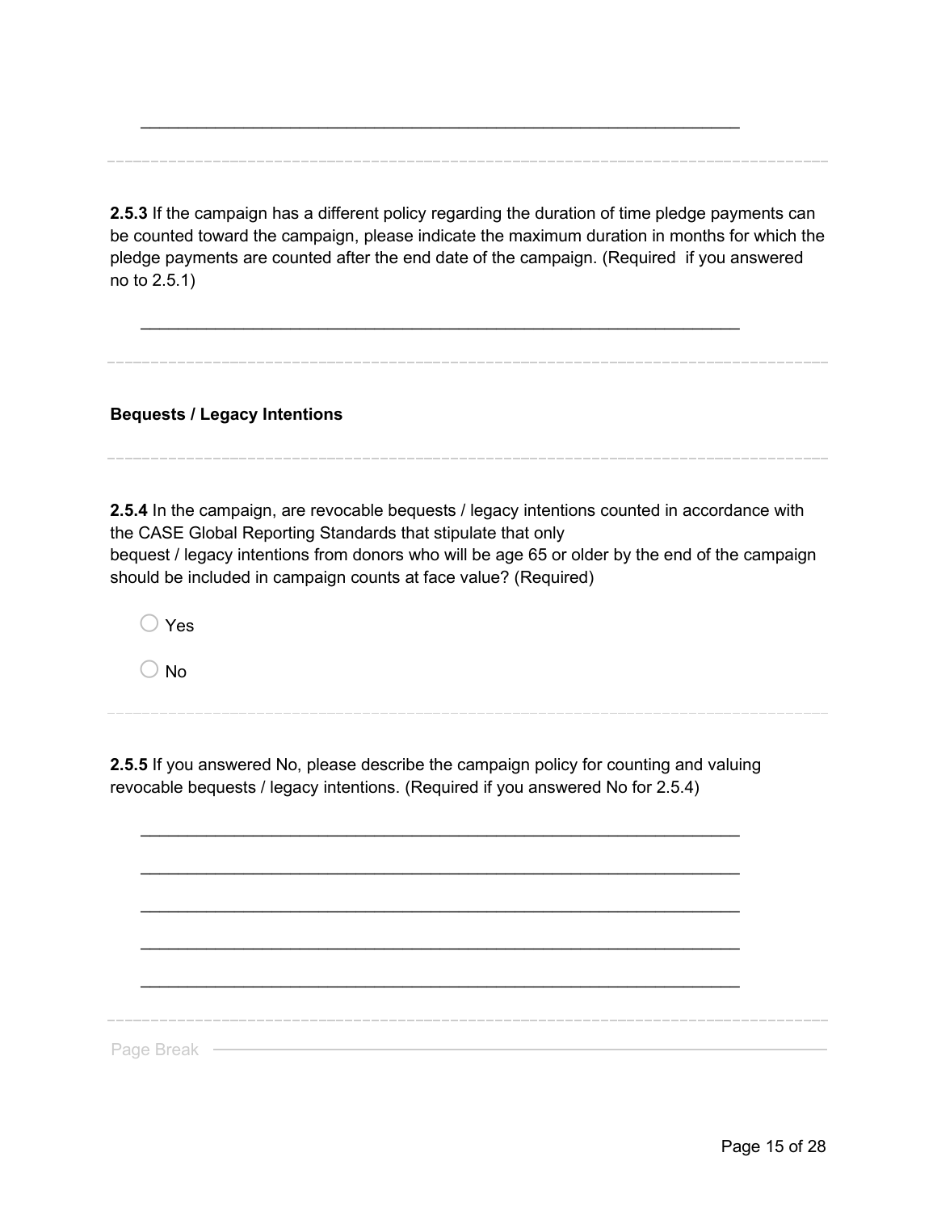\_\_\_\_\_\_\_\_\_\_\_\_\_\_\_\_\_\_\_\_\_\_\_\_\_\_\_\_\_\_\_\_\_\_\_\_\_\_\_\_\_\_\_\_\_\_\_\_\_\_\_\_\_\_\_\_\_\_\_\_\_\_\_\_

---

**2.5.3** If the campaign has a different policy regarding the duration of time pledge payments can be counted toward the campaign, please indicate the maximum duration in months for which the pledge payments are counted after the end date of the campaign. (Required  if you answered no to 2.5.1)

\_\_\_\_\_\_\_\_\_\_\_\_\_\_\_\_\_\_\_\_\_\_\_\_\_\_\_\_\_\_\_\_\_\_\_\_\_\_\_\_\_\_\_\_\_\_\_\_\_\_\_\_\_\_\_\_\_\_\_\_\_\_\_\_

---

**Bequests / Legacy Intentions**

---

**2.5.4** In the campaign, are revocable bequests / legacy intentions counted in accordance with the CASE Global Reporting Standards that stipulate that only
bequest / legacy intentions from donors who will be age 65 or older by the end of the campaign should be included in campaign counts at face value? (Required)

○ Yes

○ No

---

**2.5.5** If you answered No, please describe the campaign policy for counting and valuing revocable bequests / legacy intentions. (Required if you answered No for 2.5.4)

\_\_\_\_\_\_\_\_\_\_\_\_\_\_\_\_\_\_\_\_\_\_\_\_\_\_\_\_\_\_\_\_\_\_\_\_\_\_\_\_\_\_\_\_\_\_\_\_\_\_\_\_\_\_\_\_\_\_\_\_\_\_\_\_

\_\_\_\_\_\_\_\_\_\_\_\_\_\_\_\_\_\_\_\_\_\_\_\_\_\_\_\_\_\_\_\_\_\_\_\_\_\_\_\_\_\_\_\_\_\_\_\_\_\_\_\_\_\_\_\_\_\_\_\_\_\_\_\_

\_\_\_\_\_\_\_\_\_\_\_\_\_\_\_\_\_\_\_\_\_\_\_\_\_\_\_\_\_\_\_\_\_\_\_\_\_\_\_\_\_\_\_\_\_\_\_\_\_\_\_\_\_\_\_\_\_\_\_\_\_\_\_\_

\_\_\_\_\_\_\_\_\_\_\_\_\_\_\_\_\_\_\_\_\_\_\_\_\_\_\_\_\_\_\_\_\_\_\_\_\_\_\_\_\_\_\_\_\_\_\_\_\_\_\_\_\_\_\_\_\_\_\_\_\_\_\_\_

\_\_\_\_\_\_\_\_\_\_\_\_\_\_\_\_\_\_\_\_\_\_\_\_\_\_\_\_\_\_\_\_\_\_\_\_\_\_\_\_\_\_\_\_\_\_\_\_\_\_\_\_\_\_\_\_\_\_\_\_\_\_\_\_

---

Page Break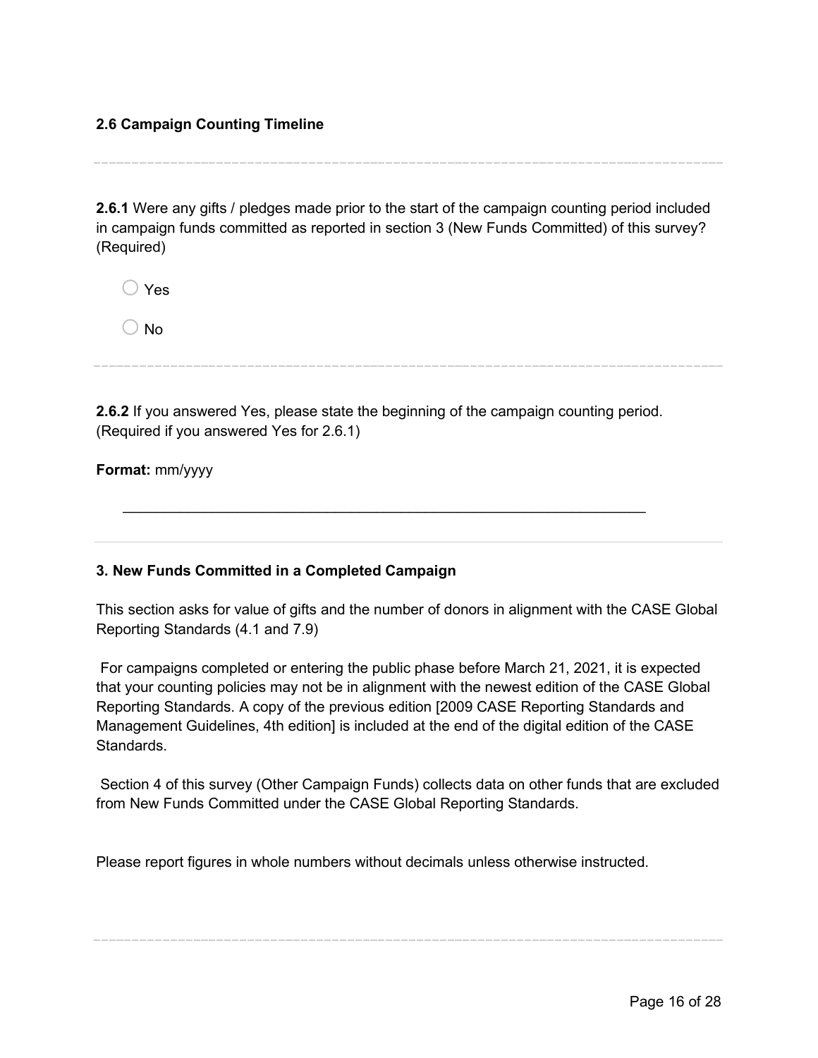### 2.6 Campaign Counting Timeline

---

**2.6.1** Were any gifts / pledges made prior to the start of the campaign counting period included in campaign funds committed as reported in section 3 (New Funds Committed) of this survey? (Required)

○ Yes

○ No

---

**2.6.2** If you answered Yes, please state the beginning of the campaign counting period. (Required if you answered Yes for 2.6.1)

**Format:** mm/yyyy

\_\_\_\_\_\_\_\_\_\_\_\_\_\_\_\_\_\_\_\_\_\_\_\_\_\_\_\_\_\_\_\_\_\_\_\_\_\_\_\_\_\_\_\_\_\_\_\_\_\_\_\_\_\_\_\_\_\_\_\_

---

### 3. New Funds Committed in a Completed Campaign

This section asks for value of gifts and the number of donors in alignment with the CASE Global Reporting Standards (4.1 and 7.9)

For campaigns completed or entering the public phase before March 21, 2021, it is expected that your counting policies may not be in alignment with the newest edition of the CASE Global Reporting Standards. A copy of the previous edition [2009 CASE Reporting Standards and Management Guidelines, 4th edition] is included at the end of the digital edition of the CASE Standards.

Section 4 of this survey (Other Campaign Funds) collects data on other funds that are excluded from New Funds Committed under the CASE Global Reporting Standards.

Please report figures in whole numbers without decimals unless otherwise instructed.

---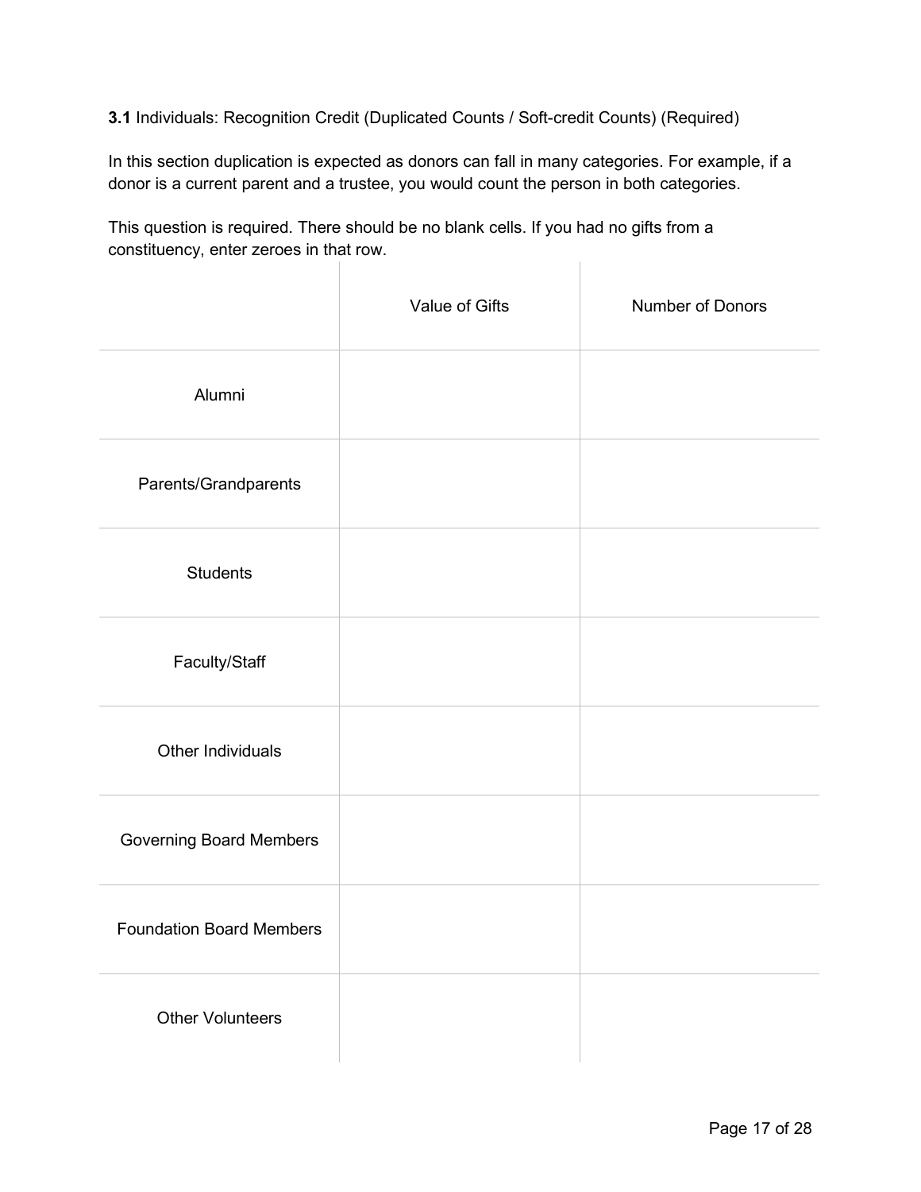**3.1** Individuals: Recognition Credit (Duplicated Counts / Soft-credit Counts) (Required)

In this section duplication is expected as donors can fall in many categories. For example, if a donor is a current parent and a trustee, you would count the person in both categories.

This question is required. There should be no blank cells. If you had no gifts from a constituency, enter zeroes in that row.

| | Value of Gifts | Number of Donors |
|---|---|---|
| Alumni | | |
| Parents/Grandparents | | |
| Students | | |
| Faculty/Staff | | |
| Other Individuals | | |
| Governing Board Members | | |
| Foundation Board Members | | |
| Other Volunteers | | |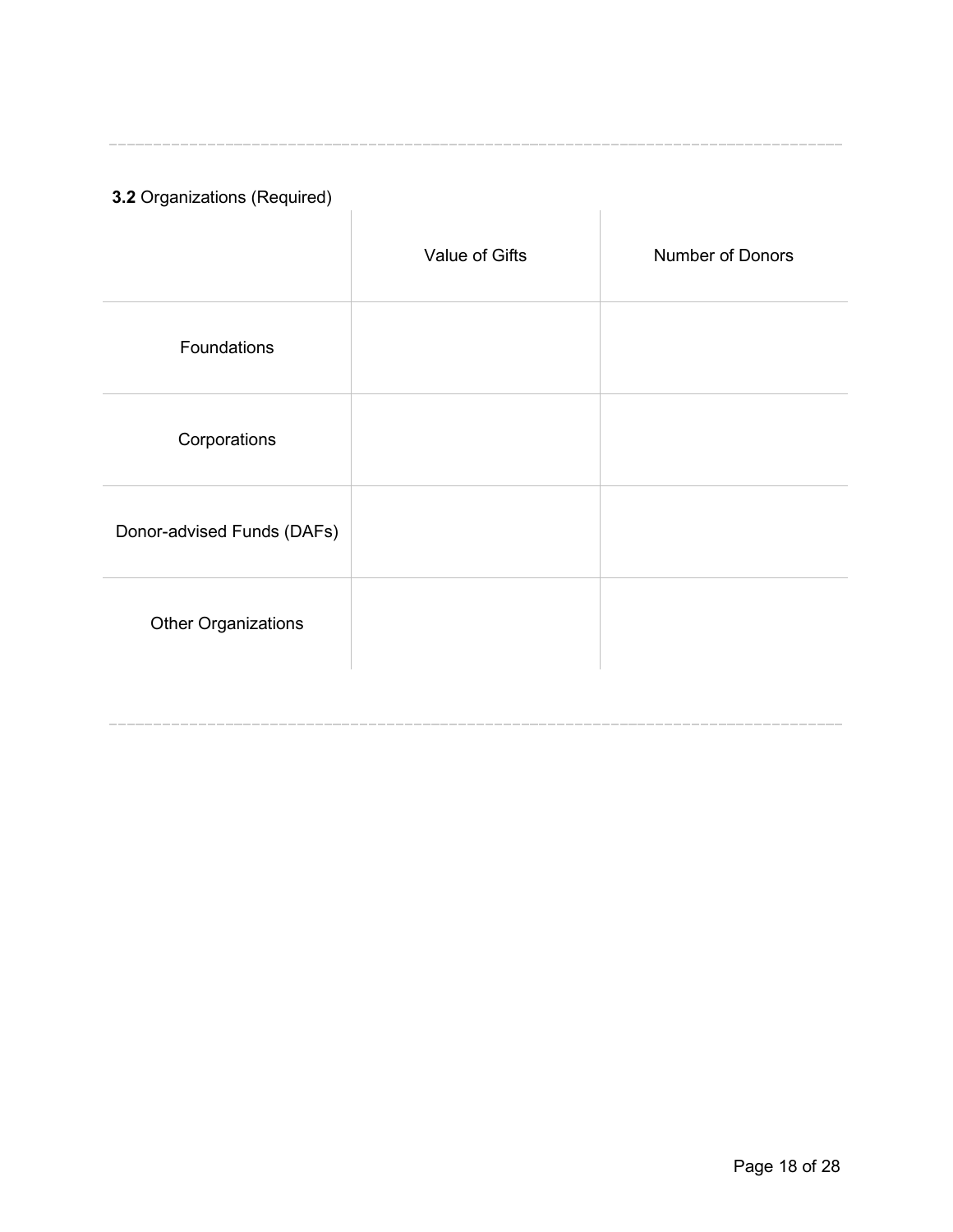**3.2** Organizations (Required)

| | Value of Gifts | Number of Donors |
|---|---|---|
| Foundations | | |
| Corporations | | |
| Donor-advised Funds (DAFs) | | |
| Other Organizations | | |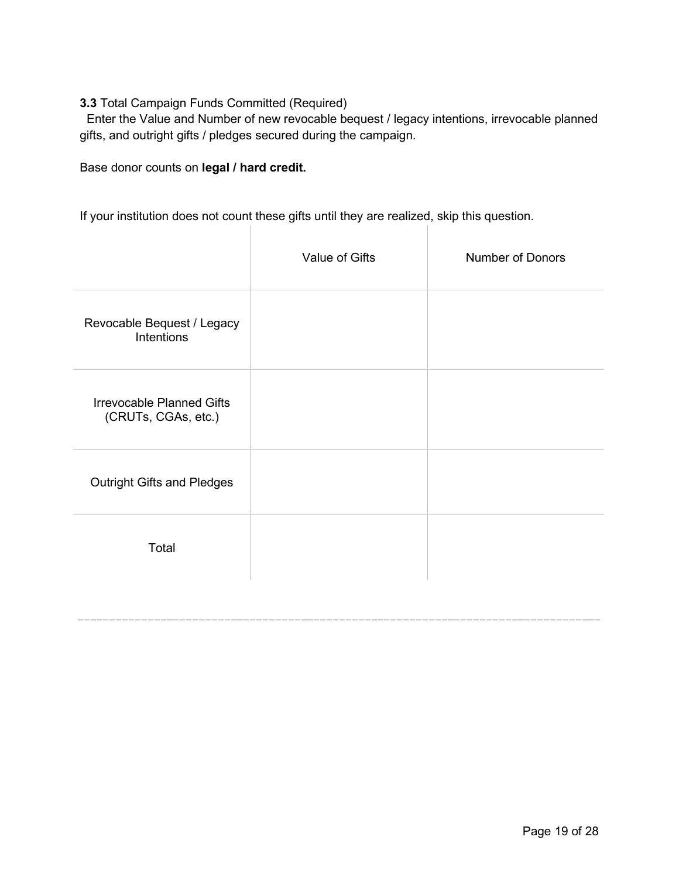**3.3** Total Campaign Funds Committed (Required)
Enter the Value and Number of new revocable bequest / legacy intentions, irrevocable planned gifts, and outright gifts / pledges secured during the campaign.

Base donor counts on **legal / hard credit.**

If your institution does not count these gifts until they are realized, skip this question.

| | Value of Gifts | Number of Donors |
|---|---|---|
| Revocable Bequest / Legacy Intentions | | |
| Irrevocable Planned Gifts (CRUTs, CGAs, etc.) | | |
| Outright Gifts and Pledges | | |
| Total | | |

---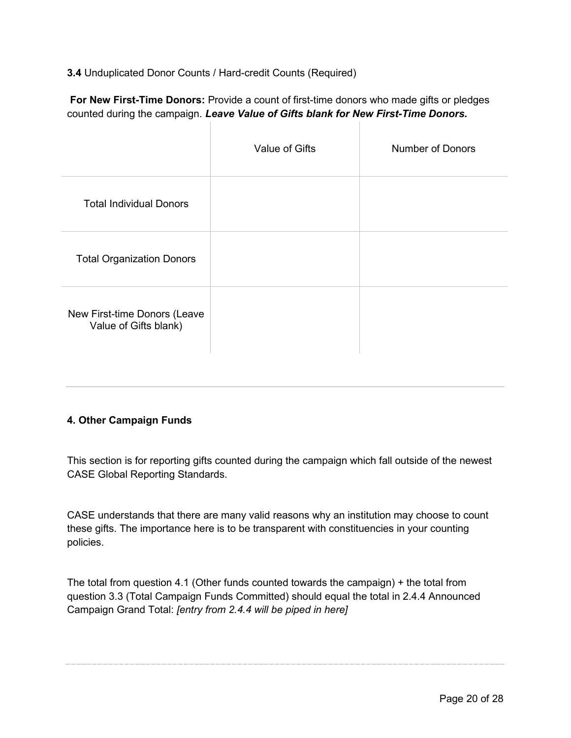**3.4** Unduplicated Donor Counts / Hard-credit Counts (Required)

**For New First-Time Donors:** Provide a count of first-time donors who made gifts or pledges counted during the campaign. ***Leave Value of Gifts blank for New First-Time Donors.***

| | Value of Gifts | Number of Donors |
|---|---|---|
| Total Individual Donors | | |
| Total Organization Donors | | |
| New First-time Donors (Leave Value of Gifts blank) | | |

---

**4. Other Campaign Funds**

This section is for reporting gifts counted during the campaign which fall outside of the newest CASE Global Reporting Standards.

CASE understands that there are many valid reasons why an institution may choose to count these gifts. The importance here is to be transparent with constituencies in your counting policies.

The total from question 4.1 (Other funds counted towards the campaign) + the total from question 3.3 (Total Campaign Funds Committed) should equal the total in 2.4.4 Announced Campaign Grand Total: *[entry from 2.4.4 will be piped in here]*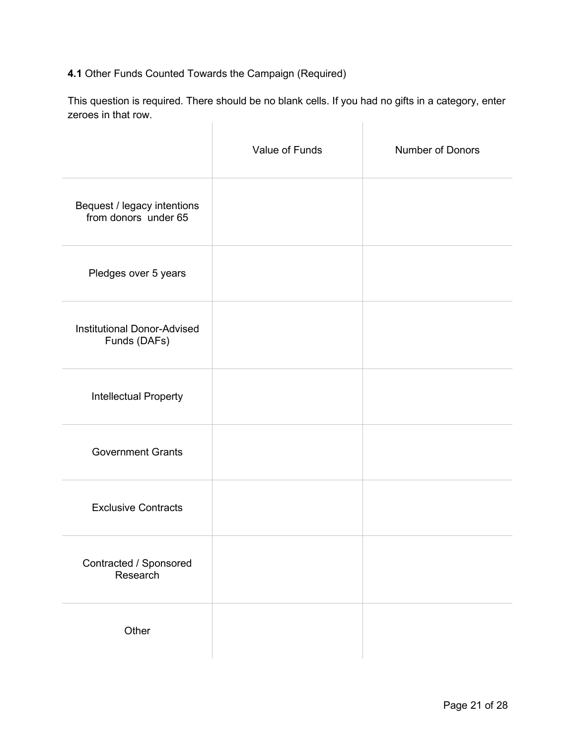**4.1** Other Funds Counted Towards the Campaign (Required)

This question is required. There should be no blank cells. If you had no gifts in a category, enter zeroes in that row.

| | Value of Funds | Number of Donors |
|---|---|---|
| Bequest / legacy intentions from donors under 65 | | |
| Pledges over 5 years | | |
| Institutional Donor-Advised Funds (DAFs) | | |
| Intellectual Property | | |
| Government Grants | | |
| Exclusive Contracts | | |
| Contracted / Sponsored Research | | |
| Other | | |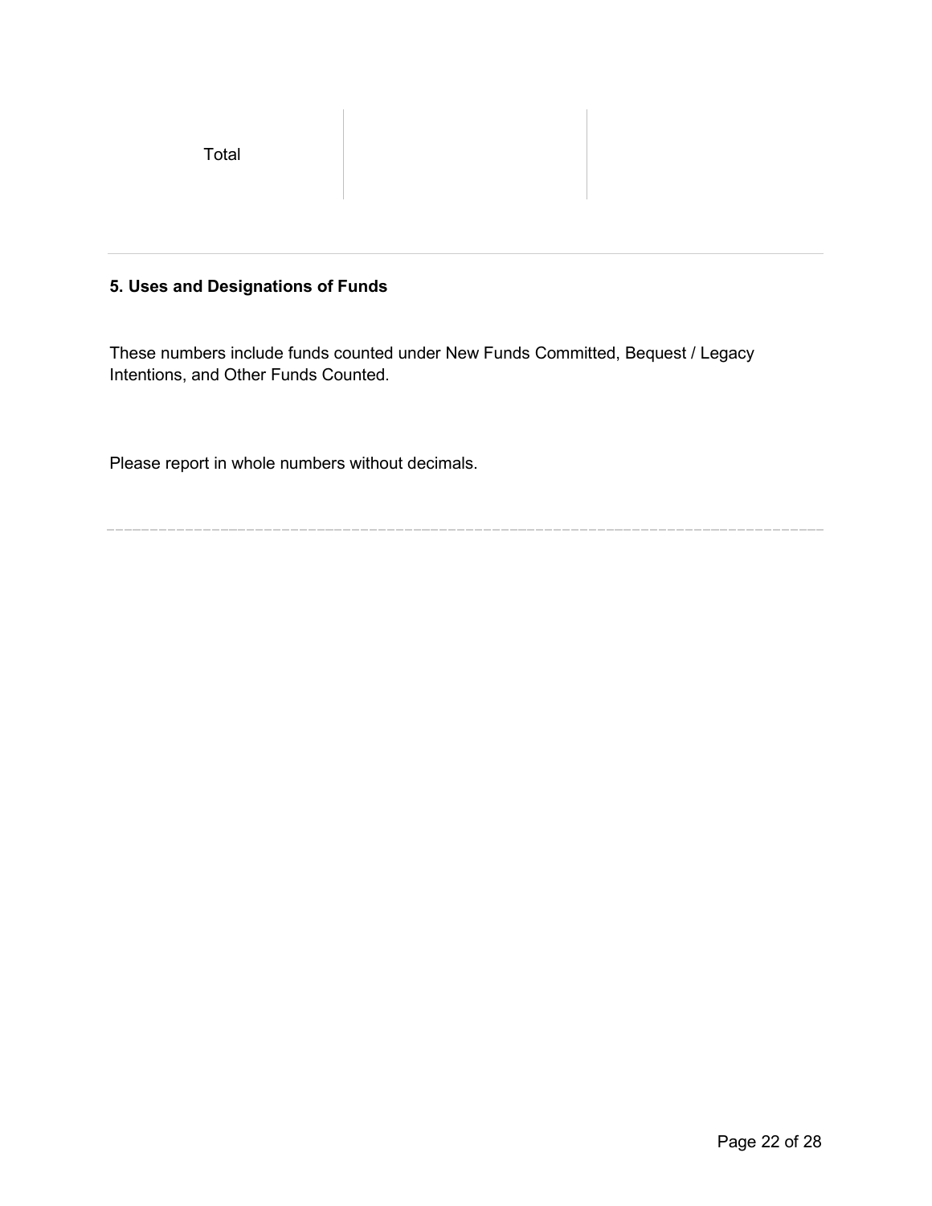| Total | | |
|---|---|---|

---

### 5. Uses and Designations of Funds

These numbers include funds counted under New Funds Committed, Bequest / Legacy Intentions, and Other Funds Counted.

Please report in whole numbers without decimals.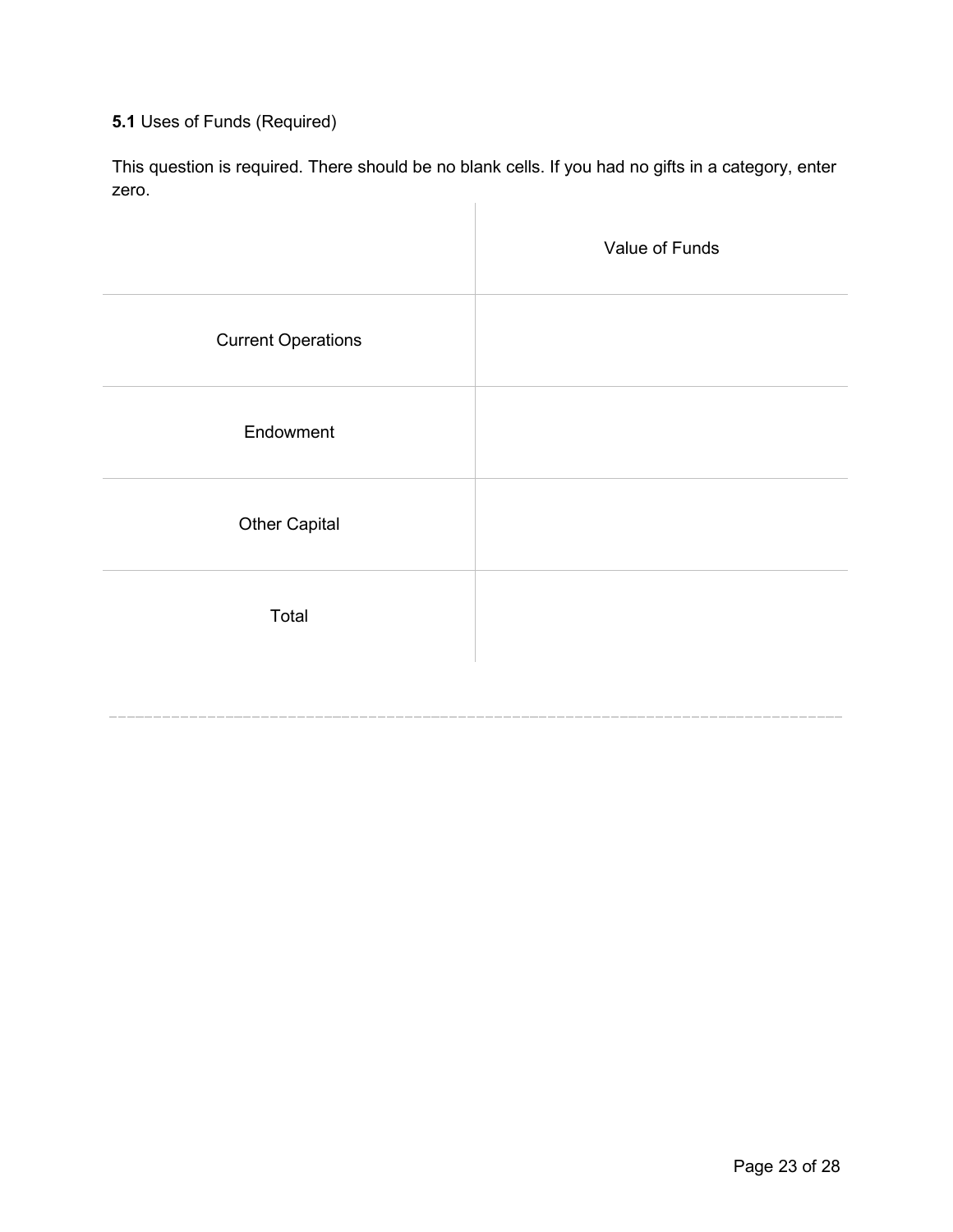**5.1** Uses of Funds (Required)

This question is required. There should be no blank cells. If you had no gifts in a category, enter zero.

| | Value of Funds |
|---|---|
| Current Operations | |
| Endowment | |
| Other Capital | |
| Total | |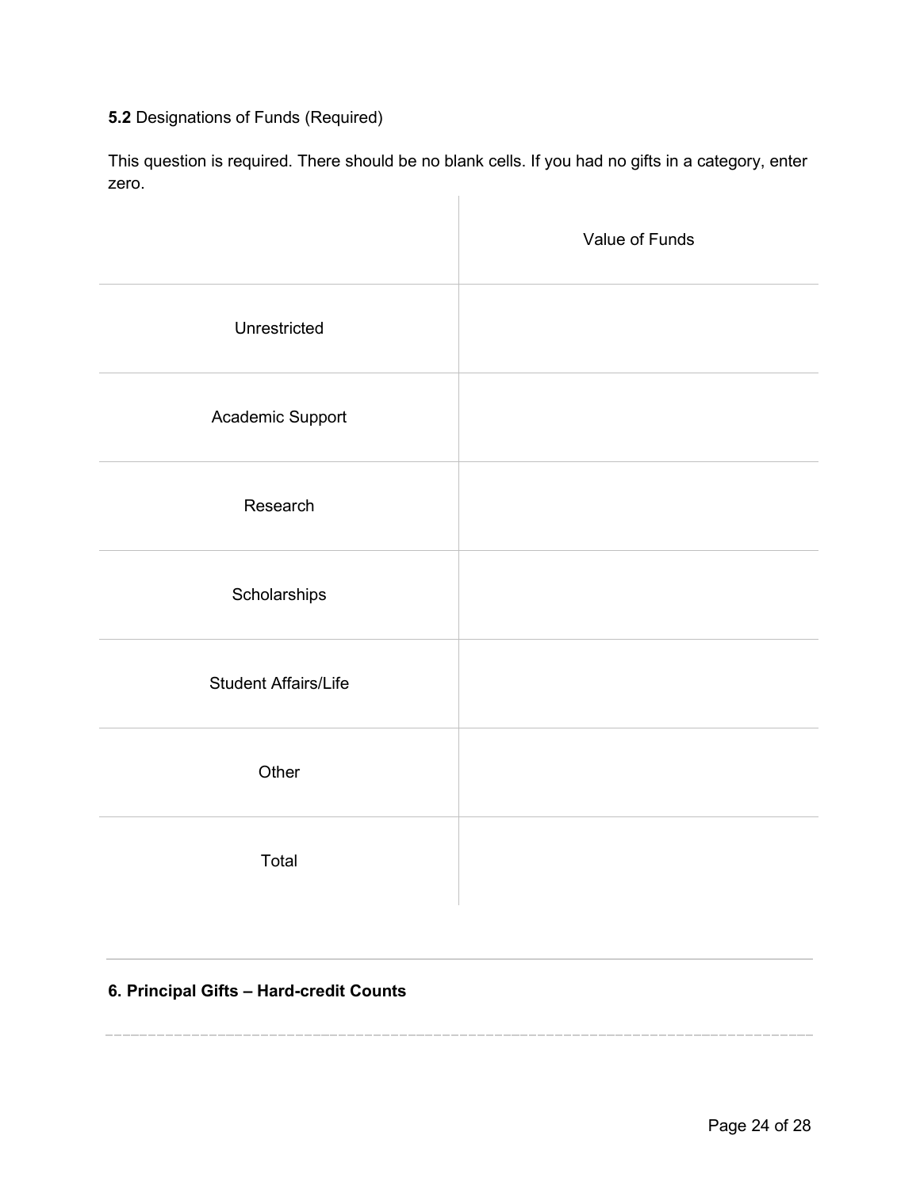**5.2** Designations of Funds (Required)

This question is required. There should be no blank cells. If you had no gifts in a category, enter zero.

| | Value of Funds |
|---|---|
| Unrestricted | |
| Academic Support | |
| Research | |
| Scholarships | |
| Student Affairs/Life | |
| Other | |
| Total | |

---

**6. Principal Gifts – Hard-credit Counts**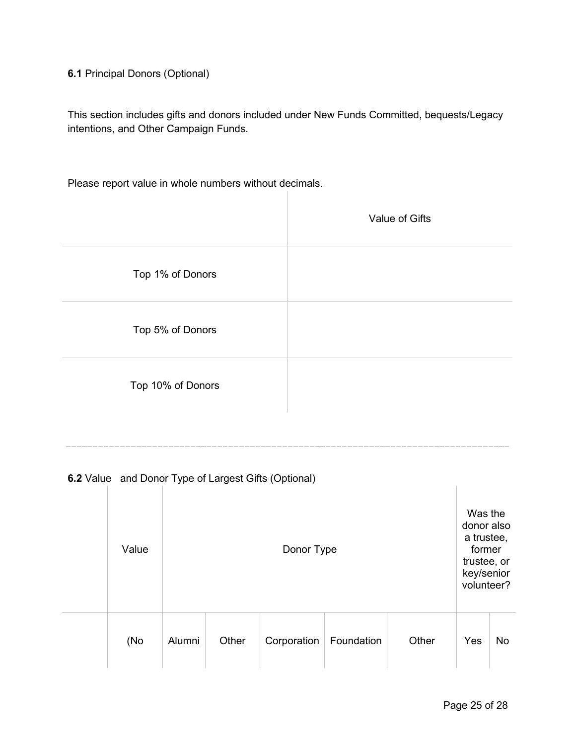**6.1** Principal Donors (Optional)

This section includes gifts and donors included under New Funds Committed, bequests/Legacy intentions, and Other Campaign Funds.

Please report value in whole numbers without decimals.

| | Value of Gifts |
|---|---|
| Top 1% of Donors | |
| Top 5% of Donors | |
| Top 10% of Donors | |

---

**6.2** Value and Donor Type of Largest Gifts (Optional)

| | Value | Donor Type | | | | | Was the donor also a trustee, former trustee, or key/senior volunteer? | |
|---|---|---|---|---|---|---|---|---|
| | (No | Alumni | Other | Corporation | Foundation | Other | Yes | No |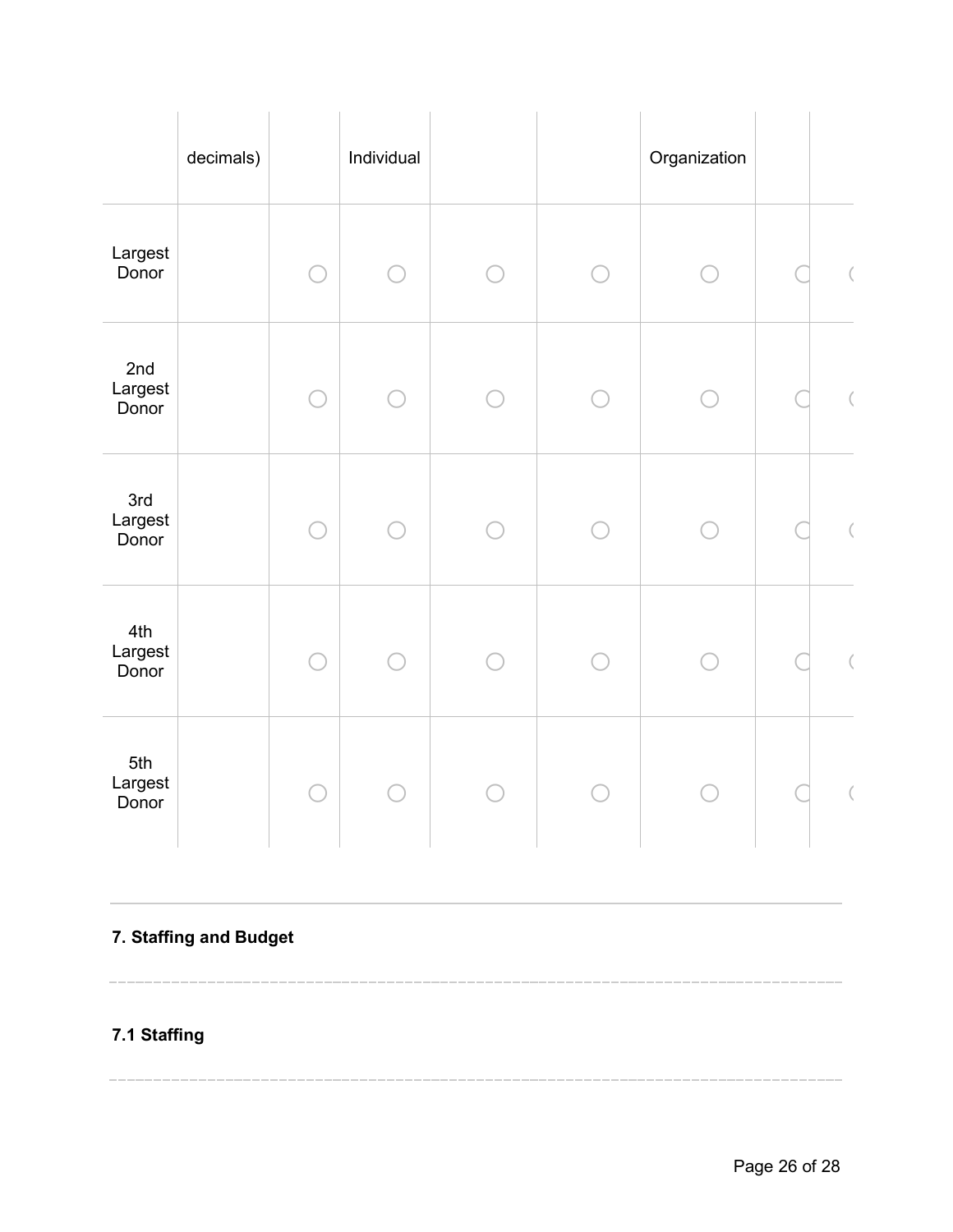| | decimals) | | Individual | | | Organization | | |
|---|---|---|---|---|---|---|---|---|
| Largest Donor | | ◯ | ◯ | ◯ | ◯ | ◯ | ◯ | ◯ |
| 2nd Largest Donor | | ◯ | ◯ | ◯ | ◯ | ◯ | ◯ | ◯ |
| 3rd Largest Donor | | ◯ | ◯ | ◯ | ◯ | ◯ | ◯ | ◯ |
| 4th Largest Donor | | ◯ | ◯ | ◯ | ◯ | ◯ | ◯ | ◯ |
| 5th Largest Donor | | ◯ | ◯ | ◯ | ◯ | ◯ | ◯ | ◯ |

## 7. Staffing and Budget

### 7.1 Staffing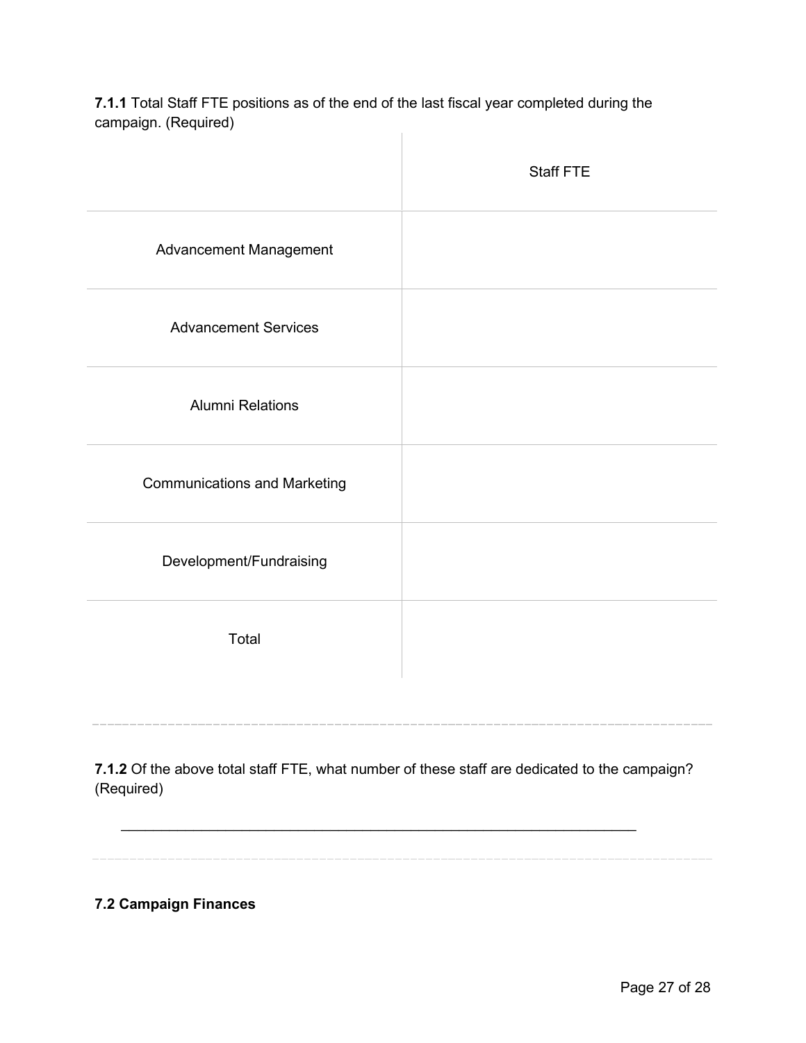**7.1.1** Total Staff FTE positions as of the end of the last fiscal year completed during the campaign. (Required)

| | Staff FTE |
|---|---|
| Advancement Management | |
| Advancement Services | |
| Alumni Relations | |
| Communications and Marketing | |
| Development/Fundraising | |
| Total | |

---

**7.1.2** Of the above total staff FTE, what number of these staff are dedicated to the campaign? (Required)

\_\_\_\_\_\_\_\_\_\_\_\_\_\_\_\_\_\_\_\_\_\_\_\_\_\_\_\_\_\_\_\_\_\_\_\_\_\_\_\_\_\_\_\_\_\_\_\_\_\_\_\_\_\_\_\_\_\_\_\_

---

**7.2 Campaign Finances**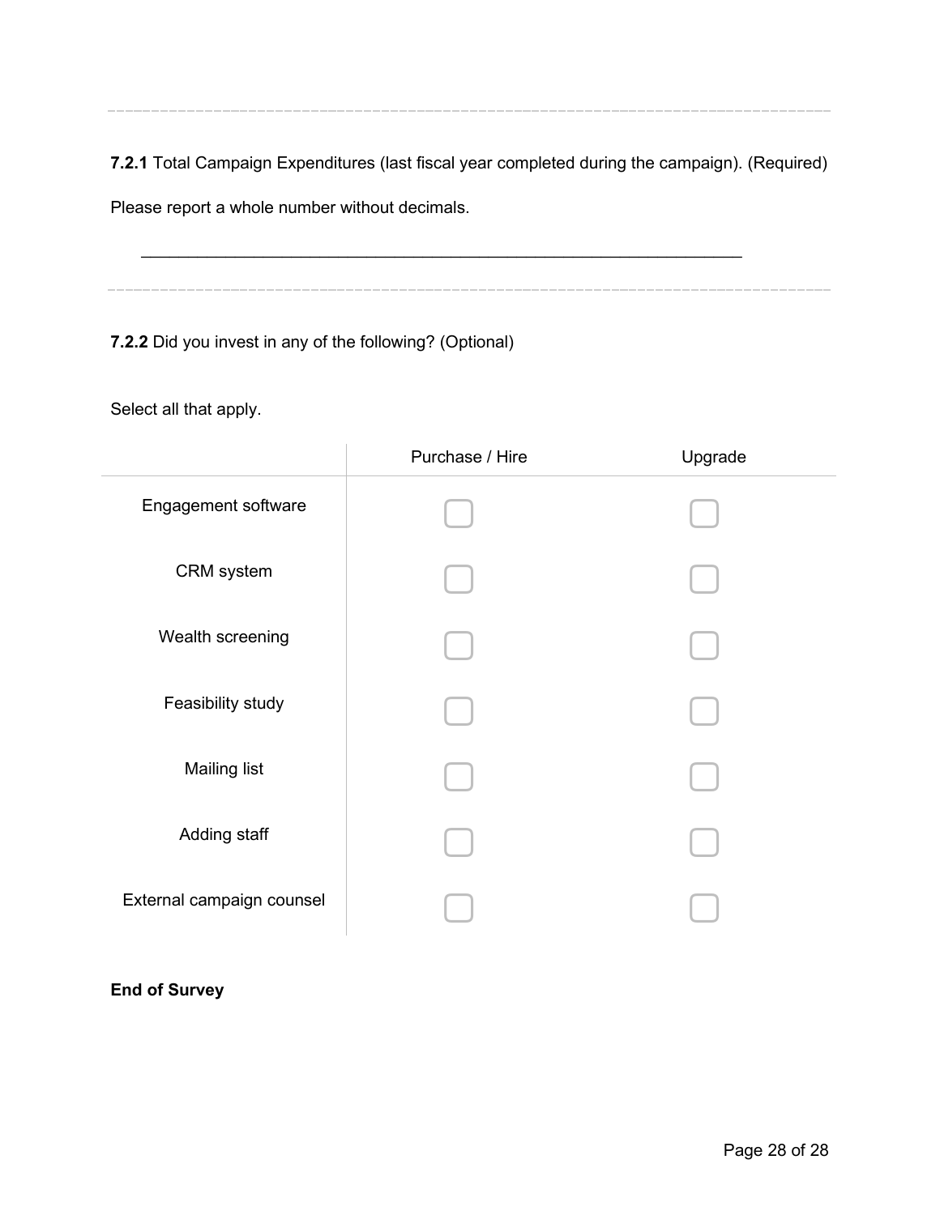---

**7.2.1** Total Campaign Expenditures (last fiscal year completed during the campaign). (Required)

Please report a whole number without decimals.

\_\_\_\_\_\_\_\_\_\_\_\_\_\_\_\_\_\_\_\_\_\_\_\_\_\_\_\_\_\_\_\_\_\_\_\_\_\_\_\_\_\_\_\_\_\_\_\_\_\_\_\_\_\_\_\_\_\_\_\_\_\_\_\_

---

**7.2.2** Did you invest in any of the following? (Optional)

Select all that apply.

| | Purchase / Hire | Upgrade |
|---|---|---|
| Engagement software | ☐ | ☐ |
| CRM system | ☐ | ☐ |
| Wealth screening | ☐ | ☐ |
| Feasibility study | ☐ | ☐ |
| Mailing list | ☐ | ☐ |
| Adding staff | ☐ | ☐ |
| External campaign counsel | ☐ | ☐ |

**End of Survey**